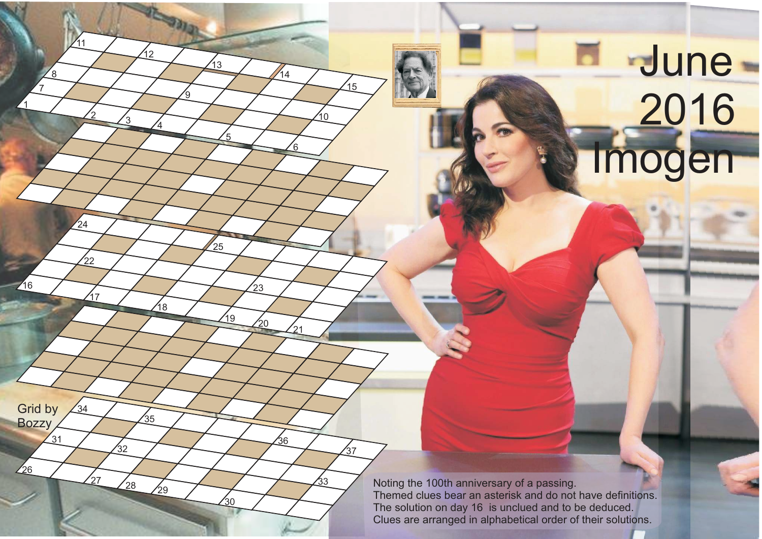# June 2016 Imogen

Grid by Bozzy

Noting the 100th anniversary of a passing.
Themed clues bear an asterisk and do not have definitions.
The solution on day 16 is unclued and to be deduced.
Clues are arranged in alphabetical order of their solutions.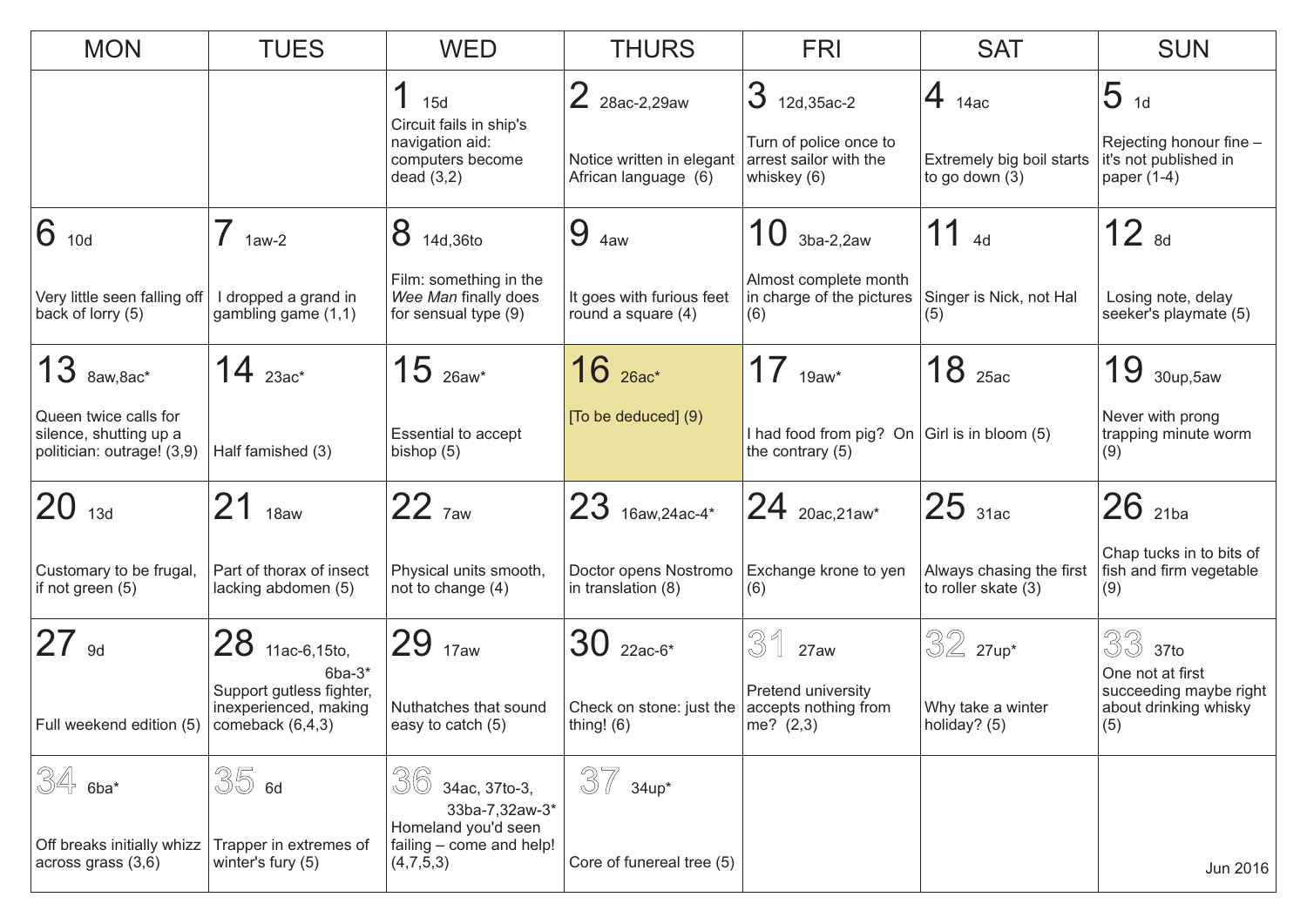| MON | TUES | WED | THURS | FRI | SAT | SUN |
|---|---|---|---|---|---|---|
| | | 1 15d Circuit fails in ship's navigation aid: computers become dead (3,2) | 2 28ac-2,29aw Notice written in elegant African language (6) | 3 12d,35ac-2 Turn of police once to arrest sailor with the whiskey (6) | 4 14ac Extremely big boil starts to go down (3) | 5 1d Rejecting honour fine – it's not published in paper (1-4) |
| 6 10d Very little seen falling off back of lorry (5) | 7 1aw-2 I dropped a grand in gambling game (1,1) | 8 14d,36to Film: something in the *Wee Man* finally does for sensual type (9) | 9 4aw It goes with furious feet round a square (4) | 10 3ba-2,2aw Almost complete month in charge of the pictures (6) | 11 4d Singer is Nick, not Hal (5) | 12 8d Losing note, delay seeker's playmate (5) |
| 13 8aw,8ac* Queen twice calls for silence, shutting up a politician: outrage! (3,9) | 14 23ac* Half famished (3) | 15 26aw* Essential to accept bishop (5) | 16 26ac* [To be deduced] (9) | 17 19aw* I had food from pig? On the contrary (5) | 18 25ac Girl is in bloom (5) | 19 30up,5aw Never with prong trapping minute worm (9) |
| 20 13d Customary to be frugal, if not green (5) | 21 18aw Part of thorax of insect lacking abdomen (5) | 22 7aw Physical units smooth, not to change (4) | 23 16aw,24ac-4* Doctor opens Nostromo in translation (8) | 24 20ac,21aw* Exchange krone to yen (6) | 25 31ac Always chasing the first to roller skate (3) | 26 21ba Chap tucks in to bits of fish and firm vegetable (9) |
| 27 9d Full weekend edition (5) | 28 11ac-6,15to, 6ba-3* Support gutless fighter, inexperienced, making comeback (6,4,3) | 29 17aw Nuthatches that sound easy to catch (5) | 30 22ac-6* Check on stone: just the thing! (6) | 31 27aw Pretend university accepts nothing from me? (2,3) | 32 27up* Why take a winter holiday? (5) | 33 37to One not at first succeeding maybe right about drinking whisky (5) |
| 34 6ba* Off breaks initially whizz across grass (3,6) | 35 6d Trapper in extremes of winter's fury (5) | 36 34ac, 37to-3, 33ba-7,32aw-3* Homeland you'd seen failing – come and help! (4,7,5,3) | 37 34up* Core of funereal tree (5) | | | Jun 2016 |